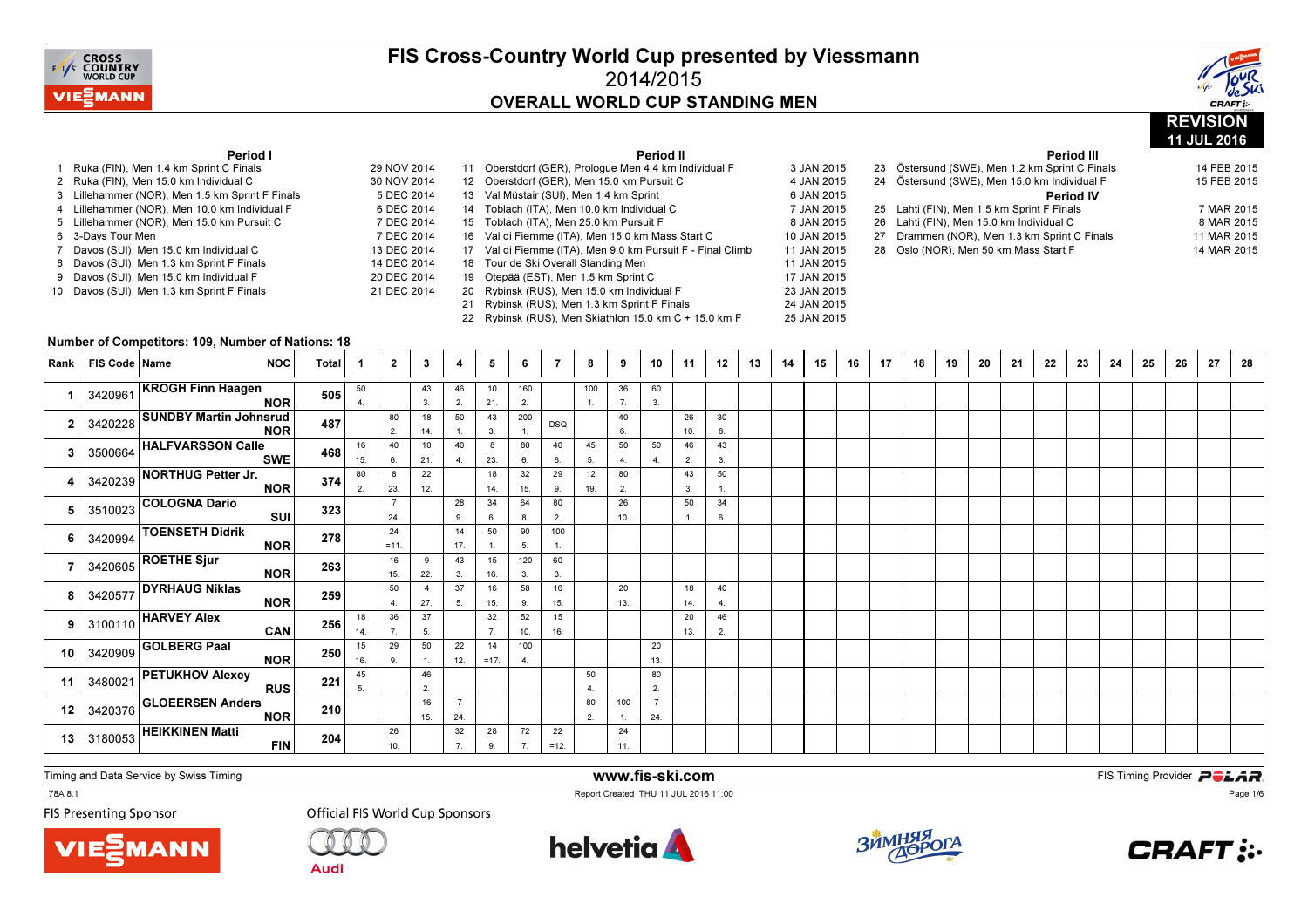# FIS Cross-Country World Cup presented by Viessmann

## 2014/2015

## OVERALL WORLD CUP STANDING MEN

**REVISION 11 JUL 2016**

### Period I

1. Ruka (FIN), Men 1.4 km Sprint C Finals — 29 NOV 2014
2. Ruka (FIN), Men 15.0 km Individual C — 30 NOV 2014
3. Lillehammer (NOR), Men 1.5 km Sprint F Finals — 5 DEC 2014
4. Lillehammer (NOR), Men 10.0 km Individual F — 6 DEC 2014
5. Lillehammer (NOR), Men 15.0 km Pursuit C — 7 DEC 2014
6. 3-Days Tour Men — 7 DEC 2014
7. Davos (SUI), Men 15.0 km Individual C — 13 DEC 2014
8. Davos (SUI), Men 1.3 km Sprint F Finals — 14 DEC 2014
9. Davos (SUI), Men 15.0 km Individual F — 20 DEC 2014
10. Davos (SUI), Men 1.3 km Sprint F Finals — 21 DEC 2014

### Period II

11. Oberstdorf (GER), Prologue Men 4.4 km Individual F — 3 JAN 2015
12. Oberstdorf (GER), Men 15.0 km Pursuit C — 4 JAN 2015
13. Val Müstair (SUI), Men 1.4 km Sprint — 6 JAN 2015
14. Toblach (ITA), Men 10.0 km Individual C — 7 JAN 2015
15. Toblach (ITA), Men 25.0 km Pursuit F — 8 JAN 2015
16. Val di Fiemme (ITA), Men 15.0 km Mass Start C — 10 JAN 2015
17. Val di Fiemme (ITA), Men 9.0 km Pursuit F - Final Climb — 11 JAN 2015
18. Tour de Ski Overall Standing Men — 11 JAN 2015
19. Otepää (EST), Men 1.5 km Sprint C — 17 JAN 2015
20. Rybinsk (RUS), Men 15.0 km Individual F — 23 JAN 2015
21. Rybinsk (RUS), Men 1.3 km Sprint F Finals — 24 JAN 2015
22. Rybinsk (RUS), Men Skiathlon 15.0 km C + 15.0 km F — 25 JAN 2015

### Period III

23. Östersund (SWE), Men 1.2 km Sprint C Finals — 14 FEB 2015
24. Östersund (SWE), Men 15.0 km Individual F — 15 FEB 2015

### Period IV

25. Lahti (FIN), Men 1.5 km Sprint F Finals — 7 MAR 2015
26. Lahti (FIN), Men 15.0 km Individual C — 8 MAR 2015
27. Drammen (NOR), Men 1.3 km Sprint C Finals — 11 MAR 2015
28. Oslo (NOR), Men 50 km Mass Start F — 14 MAR 2015

Number of Competitors: 109, Number of Nations: 18

| Rank | FIS Code | Name | NOC | Total | 1 | 2 | 3 | 4 | 5 | 6 | 7 | 8 | 9 | 10 | 11 | 12 | 13 | 14 | 15 | 16 | 17 | 18 | 19 | 20 | 21 | 22 | 23 | 24 | 25 | 26 | 27 | 28 |
|---|---|---|---|---|---|---|---|---|---|---|---|---|---|---|---|---|---|---|---|---|---|---|---|---|---|---|---|---|---|---|---|---|
| 1 | 3420961 | KROGH Finn Haagen | NOR | 505 | 50 4. | | 43 3. | 46 2. | 10 21. | 160 2. | | 100 1. | 36 7. | 60 3. | | | | | | | | | | | | | | | | | | |
| 2 | 3420228 | SUNDBY Martin Johnsrud | NOR | 487 | | 80 2. | 18 14. | 50 1. | 43 3. | 200 1. | DSQ | | 40 6. | | 26 10. | 30 8. | | | | | | | | | | | | | | | | |
| 3 | 3500664 | HALFVARSSON Calle | SWE | 468 | 16 15. | 40 6. | 10 21. | 40 4. | 8 23. | 80 6. | 40 6. | 45 5. | 50 4. | 50 4. | 46 2. | 43 3. | | | | | | | | | | | | | | | | |
| 4 | 3420239 | NORTHUG Petter Jr. | NOR | 374 | 80 2. | 8 23. | 22 12. | | 18 14. | 32 15. | 29 9. | 12 19. | 80 2. | | 43 3. | 50 1. | | | | | | | | | | | | | | | | |
| 5 | 3510023 | COLOGNA Dario | SUI | 323 | | 7 24. | | 28 9. | 34 6. | 64 8. | 80 2. | | 26 10. | | 50 1. | 34 6. | | | | | | | | | | | | | | | | |
| 6 | 3420994 | TOENSETH Didrik | NOR | 278 | | 24 =11. | | 14 17. | 50 1. | 90 5. | 100 1. | | | | | | | | | | | | | | | | | | | | | |
| 7 | 3420605 | ROETHE Sjur | NOR | 263 | | 16 15. | 9 22. | 43 3. | 15 16. | 120 3. | 60 3. | | | | | | | | | | | | | | | | | | | | | |
| 8 | 3420577 | DYRHAUG Niklas | NOR | 259 | | 50 4. | 4 27. | 37 5. | 16 15. | 58 9. | 16 15. | | 20 13. | | 18 14. | 40 4. | | | | | | | | | | | | | | | | |
| 9 | 3100110 | HARVEY Alex | CAN | 256 | 18 14. | 36 7. | 37 5. | | 32 7. | 52 10. | 15 16. | | | | 20 13. | 46 2. | | | | | | | | | | | | | | | | |
| 10 | 3420909 | GOLBERG Paal | NOR | 250 | 15 16. | 29 9. | 50 1. | 22 12. | 14 =17. | 100 4. | | | | 20 13. | | | | | | | | | | | | | | | | | | |
| 11 | 3480021 | PETUKHOV Alexey | RUS | 221 | 45 5. | | 46 2. | | | | | 50 4. | | 80 2. | | | | | | | | | | | | | | | | | | |
| 12 | 3420376 | GLOEERSEN Anders | NOR | 210 | | | 16 15. | 7 24. | | | | 80 2. | 100 1. | 7 24. | | | | | | | | | | | | | | | | | | |
| 13 | 3180053 | HEIKKINEN Matti | FIN | 204 | | 26 10. | | 32 7. | 28 9. | 72 7. | 22 =12. | | 24 11. | | | | | | | | | | | | | | | | | | | |

Timing and Data Service by Swiss Timing

www.fis-ski.com

FIS Timing Provider POLAR

_78A 8.1

Report Created THU 11 JUL 2016 11:00

FIS Presenting Sponsor — Official FIS World Cup Sponsors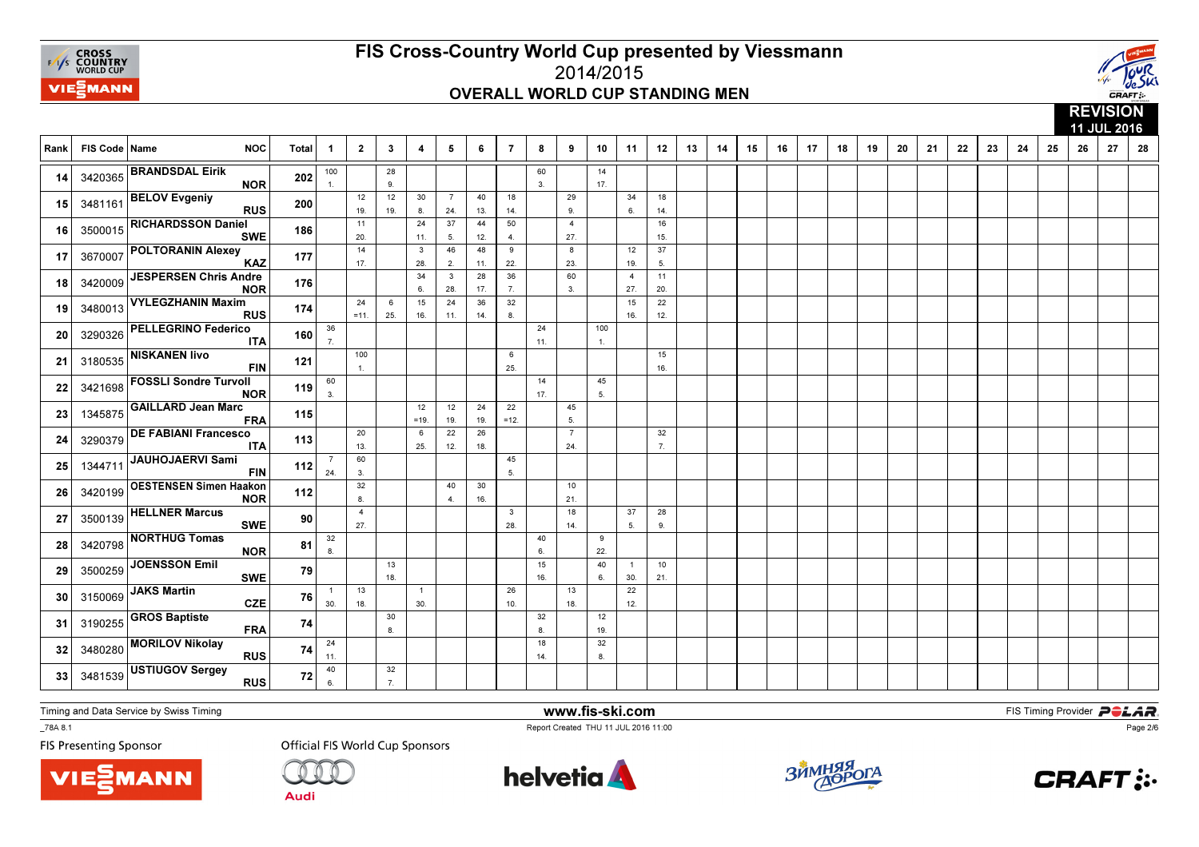# FIS Cross-Country World Cup presented by Viessmann

## 2014/2015

### OVERALL WORLD CUP STANDING MEN

**REVISION**
**11 JUL 2016**

| Rank | FIS Code | Name | NOC | Total | 1 | 2 | 3 | 4 | 5 | 6 | 7 | 8 | 9 | 10 | 11 | 12 | 13 | 14 | 15 | 16 | 17 | 18 | 19 | 20 | 21 | 22 | 23 | 24 | 25 | 26 | 27 | 28 |
|---|---|---|---|---|---|---|---|---|---|---|---|---|---|---|---|---|---|---|---|---|---|---|---|---|---|---|---|---|---|---|---|---|
| 14 | 3420365 | BRANDSDAL Eirik | NOR | 202 | 100 1. | | 28 9. | | | | | 60 3. | | 14 17. | | | | | | | | | | | | | | | | | | |
| 15 | 3481161 | BELOV Evgeniy | RUS | 200 | | 12 19. | 12 19. | 30 8. | 7 24. | 40 13. | 18 14. | | 29 9. | | 34 6. | 18 14. | | | | | | | | | | | | | | | | |
| 16 | 3500015 | RICHARDSSON Daniel | SWE | 186 | | 11 20. | | 24 11. | 37 5. | 44 12. | 50 4. | | 4 27. | | | 16 15. | | | | | | | | | | | | | | | | |
| 17 | 3670007 | POLTORANIN Alexey | KAZ | 177 | | 14 17. | | 3 28. | 46 2. | 48 11. | 9 22. | | 8 23. | | 12 19. | 37 5. | | | | | | | | | | | | | | | | |
| 18 | 3420009 | JESPERSEN Chris Andre | NOR | 176 | | | | 34 6. | 3 28. | 28 17. | 36 7. | | 60 3. | | 4 27. | 11 20. | | | | | | | | | | | | | | | | |
| 19 | 3480013 | VYLEGZHANIN Maxim | RUS | 174 | | 24 =11. | 6 25. | 15 16. | 24 11. | 36 14. | 32 8. | | | | 15 16. | 22 12. | | | | | | | | | | | | | | | | |
| 20 | 3290326 | PELLEGRINO Federico | ITA | 160 | 36 7. | | | | | | | 24 11. | | 100 1. | | | | | | | | | | | | | | | | | | |
| 21 | 3180535 | NISKANEN Iivo | FIN | 121 | | 100 1. | | | | | 6 25. | | | | | 15 16. | | | | | | | | | | | | | | | | |
| 22 | 3421698 | FOSSLI Sondre Turvoll | NOR | 119 | 60 3. | | | | | | | 14 17. | | 45 5. | | | | | | | | | | | | | | | | | | |
| 23 | 1345875 | GAILLARD Jean Marc | FRA | 115 | | | | 12 =19. | 12 19. | 24 19. | 22 =12. | | 45 5. | | | | | | | | | | | | | | | | | | | |
| 24 | 3290379 | DE FABIANI Francesco | ITA | 113 | | 20 13. | | 6 25. | 22 12. | 26 18. | | | 7 24. | | | 32 7. | | | | | | | | | | | | | | | | |
| 25 | 1344711 | JAUHOJAERVI Sami | FIN | 112 | 7 24. | 60 3. | | | | | 45 5. | | | | | | | | | | | | | | | | | | | | | |
| 26 | 3420199 | OESTENSEN Simen Haakon | NOR | 112 | | 32 8. | | | 40 4. | 30 16. | | | 10 21. | | | | | | | | | | | | | | | | | | | |
| 27 | 3500139 | HELLNER Marcus | SWE | 90 | | 4 27. | | | | | 3 28. | | 18 14. | | 37 5. | 28 9. | | | | | | | | | | | | | | | | |
| 28 | 3420798 | NORTHUG Tomas | NOR | 81 | 32 8. | | | | | | | 40 6. | | 9 22. | | | | | | | | | | | | | | | | | | |
| 29 | 3500259 | JOENSSON Emil | SWE | 79 | | | 13 18. | | | | | 15 16. | | 40 6. | 1 30. | 10 21. | | | | | | | | | | | | | | | | |
| 30 | 3150069 | JAKS Martin | CZE | 76 | 1 30. | 13 18. | | 1 30. | | | 26 10. | | 13 18. | | 22 12. | | | | | | | | | | | | | | | | | |
| 31 | 3190255 | GROS Baptiste | FRA | 74 | | | 30 8. | | | | | 32 8. | | 12 19. | | | | | | | | | | | | | | | | | | |
| 32 | 3480280 | MORILOV Nikolay | RUS | 74 | 24 11. | | | | | | | 18 14. | | 32 8. | | | | | | | | | | | | | | | | | | |
| 33 | 3481539 | USTIUGOV Sergey | RUS | 72 | 40 6. | | 32 7. | | | | | | | | | | | | | | | | | | | | | | | | | |

Timing and Data Service by Swiss Timing — www.fis-ski.com — FIS Timing Provider POLAR

_78A 8.1 — Report Created THU 11 JUL 2016 11:00

FIS Presenting Sponsor — Official FIS World Cup Sponsors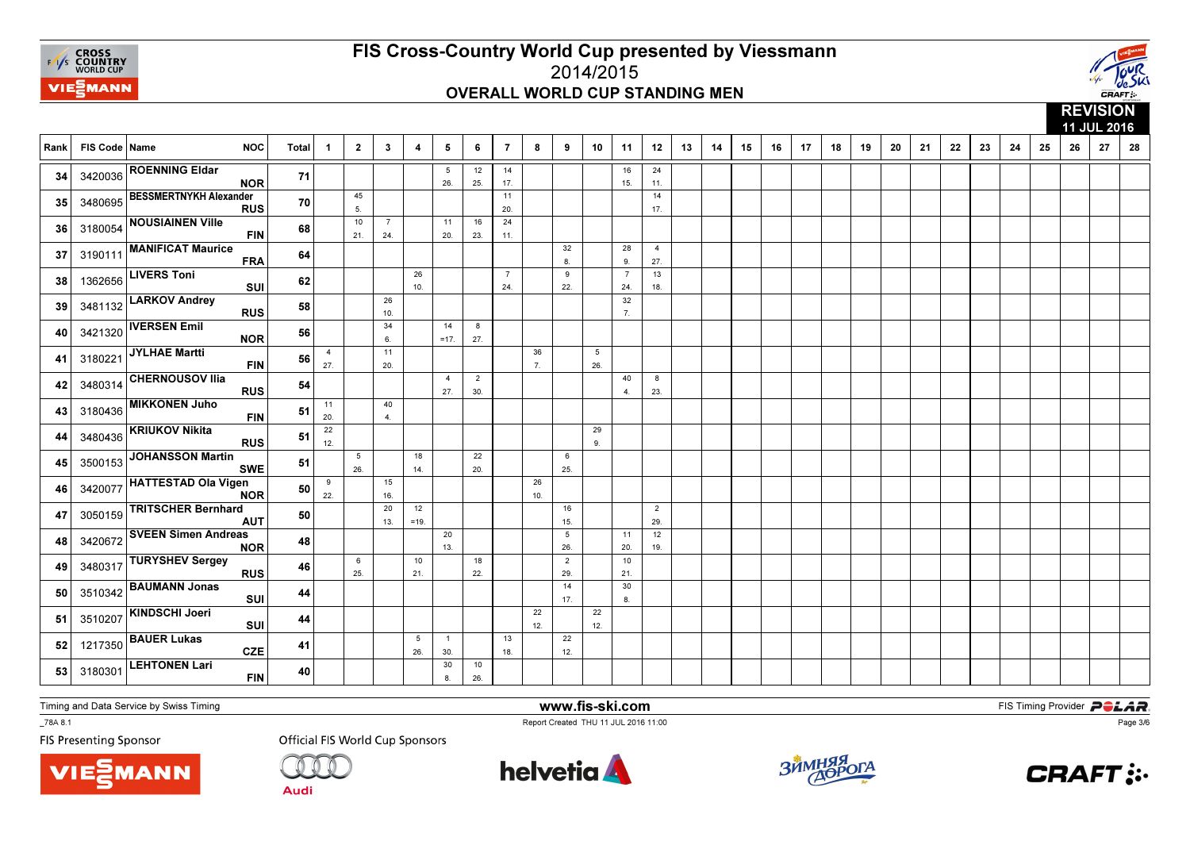# FIS Cross-Country World Cup presented by Viessmann

## 2014/2015

## OVERALL WORLD CUP STANDING MEN

**REVISION**
**11 JUL 2016**

| Rank | FIS Code | Name | NOC | Total | 1 | 2 | 3 | 4 | 5 | 6 | 7 | 8 | 9 | 10 | 11 | 12 | 13 | 14 | 15 | 16 | 17 | 18 | 19 | 20 | 21 | 22 | 23 | 24 | 25 | 26 | 27 | 28 |
|---|---|---|---|---|---|---|---|---|---|---|---|---|---|---|---|---|---|---|---|---|---|---|---|---|---|---|---|---|---|---|---|---|
| 34 | 3420036 | ROENNING Eldar | NOR | 71 | | | | | 5 26. | 12 25. | 14 17. | | | | 16 15. | 24 11. | | | | | | | | | | | | | | | | |
| 35 | 3480695 | BESSMERTNYKH Alexander | RUS | 70 | | 45 5. | | | | | 11 20. | | | | | 14 17. | | | | | | | | | | | | | | | | |
| 36 | 3180054 | NOUSIAINEN Ville | FIN | 68 | | 10 21. | 7 24. | | 11 20. | 16 23. | 24 11. | | | | | | | | | | | | | | | | | | | | | |
| 37 | 3190111 | MANIFICAT Maurice | FRA | 64 | | | | | | | | | 32 8. | | 28 9. | 4 27. | | | | | | | | | | | | | | | | |
| 38 | 1362656 | LIVERS Toni | SUI | 62 | | | | 26 10. | | | 7 24. | | 9 22. | | 7 24. | 13 18. | | | | | | | | | | | | | | | | |
| 39 | 3481132 | LARKOV Andrey | RUS | 58 | | | 26 10. | | | | | | | | 32 7. | | | | | | | | | | | | | | | | | |
| 40 | 3421320 | IVERSEN Emil | NOR | 56 | | | 34 6. | | 14 =17. | 8 27. | | | | | | | | | | | | | | | | | | | | | | |
| 41 | 3180221 | JYLHAE Martti | FIN | 56 | 4 27. | | 11 20. | | | | | 36 7. | | 5 26. | | | | | | | | | | | | | | | | | | |
| 42 | 3480314 | CHERNOUSOV Ilia | RUS | 54 | | | | | 4 27. | 2 30. | | | | | 40 4. | 8 23. | | | | | | | | | | | | | | | | |
| 43 | 3180436 | MIKKONEN Juho | FIN | 51 | 11 20. | | 40 4. | | | | | | | | | | | | | | | | | | | | | | | | | |
| 44 | 3480436 | KRIUKOV Nikita | RUS | 51 | 22 12. | | | | | | | | | 29 9. | | | | | | | | | | | | | | | | | | |
| 45 | 3500153 | JOHANSSON Martin | SWE | 51 | | 5 26. | | 18 14. | | 22 20. | | | 6 25. | | | | | | | | | | | | | | | | | | | |
| 46 | 3420077 | HATTESTAD Ola Vigen | NOR | 50 | 9 22. | | 15 16. | | | | | 26 10. | | | | | | | | | | | | | | | | | | | | |
| 47 | 3050159 | TRITSCHER Bernhard | AUT | 50 | | | 20 13. | 12 =19. | | | | | 16 15. | | | 2 29. | | | | | | | | | | | | | | | | |
| 48 | 3420672 | SVEEN Simen Andreas | NOR | 48 | | | | | 20 13. | | | | 5 26. | | 11 20. | 12 19. | | | | | | | | | | | | | | | | |
| 49 | 3480317 | TURYSHEV Sergey | RUS | 46 | | 6 25. | | 10 21. | | 18 22. | | | 2 29. | | 10 21. | | | | | | | | | | | | | | | | | |
| 50 | 3510342 | BAUMANN Jonas | SUI | 44 | | | | | | | | | 14 17. | | 30 8. | | | | | | | | | | | | | | | | | |
| 51 | 3510207 | KINDSCHI Joeri | SUI | 44 | | | | | | | | 22 12. | | 22 12. | | | | | | | | | | | | | | | | | | |
| 52 | 1217350 | BAUER Lukas | CZE | 41 | | | | 5 26. | 1 30. | | 13 18. | | 22 12. | | | | | | | | | | | | | | | | | | | |
| 53 | 3180301 | LEHTONEN Lari | FIN | 40 | | | | | 30 8. | 10 26. | | | | | | | | | | | | | | | | | | | | | | |

Timing and Data Service by Swiss Timing

www.fis-ski.com

FIS Timing Provider POLAR

_78A 8.1

Report Created THU 11 JUL 2016 11:00

FIS Presenting Sponsor

Official FIS World Cup Sponsors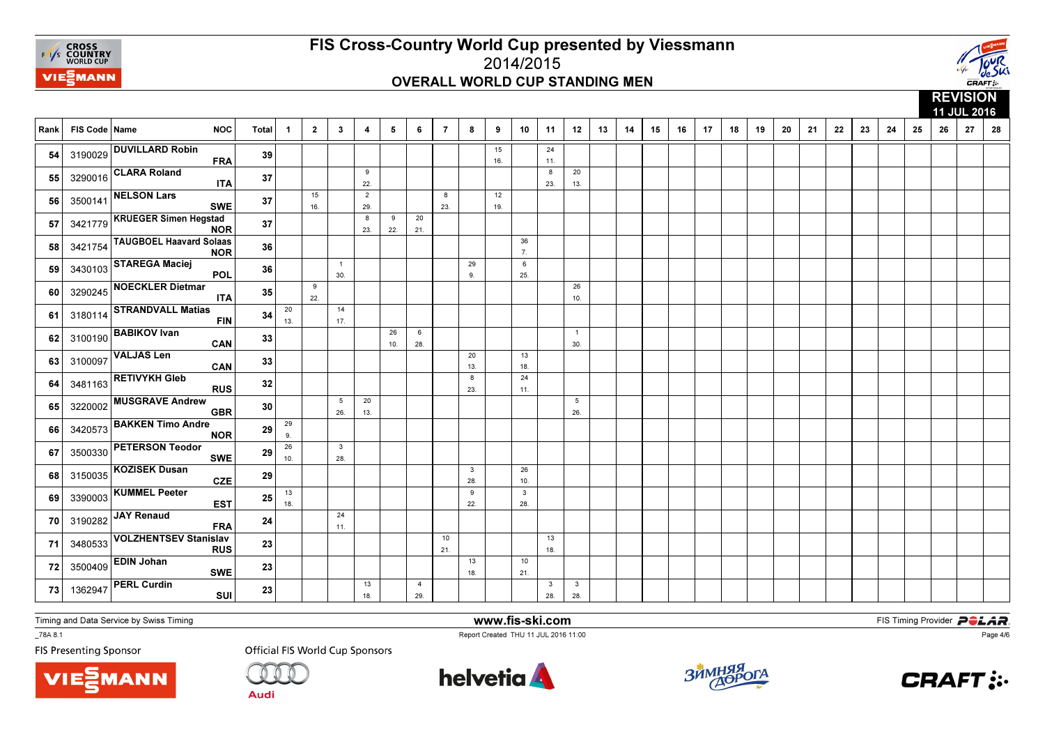# FIS Cross-Country World Cup presented by Viessmann

## 2014/2015

## OVERALL WORLD CUP STANDING MEN

**REVISION**
**11 JUL 2016**

| Rank | FIS Code | Name | NOC | Total | 1 | 2 | 3 | 4 | 5 | 6 | 7 | 8 | 9 | 10 | 11 | 12 | 13 | 14 | 15 | 16 | 17 | 18 | 19 | 20 | 21 | 22 | 23 | 24 | 25 | 26 | 27 | 28 |
|---|---|---|---|---|---|---|---|---|---|---|---|---|---|---|---|---|---|---|---|---|---|---|---|---|---|---|---|---|---|---|---|---|
| 54 | 3190029 | DUVILLARD Robin | FRA | 39 | | | | | | | | | 15 16. | | 24 11. | | | | | | | | | | | | | | | | | |
| 55 | 3290016 | CLARA Roland | ITA | 37 | | | | 9 22. | | | | | | | 8 23. | 20 13. | | | | | | | | | | | | | | | | |
| 56 | 3500141 | NELSON Lars | SWE | 37 | | 15 16. | | 2 29. | | | 8 23. | | 12 19. | | | | | | | | | | | | | | | | | | | |
| 57 | 3421779 | KRUEGER Simen Hegstad | NOR | 37 | | | | 8 23. | 9 22. | 20 21. | | | | | | | | | | | | | | | | | | | | | | |
| 58 | 3421754 | TAUGBOEL Haavard Solaas | NOR | 36 | | | | | | | | | | 36 7. | | | | | | | | | | | | | | | | | | |
| 59 | 3430103 | STAREGA Maciej | POL | 36 | | | 1 30. | | | | | 29 9. | | 6 25. | | | | | | | | | | | | | | | | | | |
| 60 | 3290245 | NOECKLER Dietmar | ITA | 35 | | 9 22. | | | | | | | | | | 26 10. | | | | | | | | | | | | | | | | |
| 61 | 3180114 | STRANDVALL Matias | FIN | 34 | 20 13. | | 14 17. | | | | | | | | | | | | | | | | | | | | | | | | | |
| 62 | 3100190 | BABIKOV Ivan | CAN | 33 | | | | | 26 10. | 6 28. | | | | | | 1 30. | | | | | | | | | | | | | | | | |
| 63 | 3100097 | VALJAS Len | CAN | 33 | | | | | | | | 20 13. | | 13 18. | | | | | | | | | | | | | | | | | | |
| 64 | 3481163 | RETIVYKH Gleb | RUS | 32 | | | | | | | | 8 23. | | 24 11. | | | | | | | | | | | | | | | | | | |
| 65 | 3220002 | MUSGRAVE Andrew | GBR | 30 | | | 5 26. | 20 13. | | | | | | | | 5 26. | | | | | | | | | | | | | | | | |
| 66 | 3420573 | BAKKEN Timo Andre | NOR | 29 | 29 9. | | | | | | | | | | | | | | | | | | | | | | | | | | | |
| 67 | 3500330 | PETERSON Teodor | SWE | 29 | 26 10. | | 3 28. | | | | | | | | | | | | | | | | | | | | | | | | | |
| 68 | 3150035 | KOZISEK Dusan | CZE | 29 | | | | | | | | 3 28. | | 26 10. | | | | | | | | | | | | | | | | | | |
| 69 | 3390003 | KUMMEL Peeter | EST | 25 | 13 18. | | | | | | | 9 22. | | 3 28. | | | | | | | | | | | | | | | | | | |
| 70 | 3190282 | JAY Renaud | FRA | 24 | | | 24 11. | | | | | | | | | | | | | | | | | | | | | | | | | |
| 71 | 3480533 | VOLZHENTSEV Stanislav | RUS | 23 | | | | | | | 10 21. | | | | 13 18. | | | | | | | | | | | | | | | | | |
| 72 | 3500409 | EDIN Johan | SWE | 23 | | | | | | | | 13 18. | | 10 21. | | | | | | | | | | | | | | | | | | |
| 73 | 1362947 | PERL Curdin | SUI | 23 | | | | 13 18. | | 4 29. | | | | | 3 28. | 3 28. | | | | | | | | | | | | | | | | |

Timing and Data Service by Swiss Timing

www.fis-ski.com

FIS Timing Provider POLAR

_78A 8.1

Report Created THU 11 JUL 2016 11:00

FIS Presenting Sponsor

Official FIS World Cup Sponsors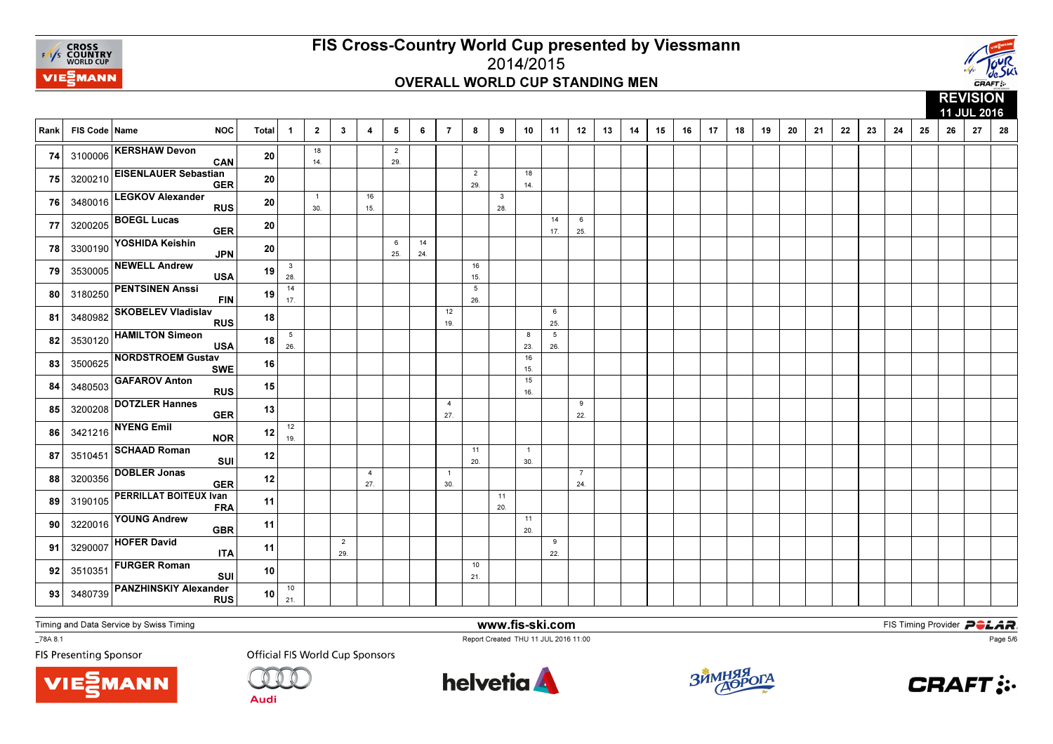# FIS Cross-Country World Cup presented by Viessmann

## 2014/2015

### OVERALL WORLD CUP STANDING MEN

**REVISION**
**11 JUL 2016**

| Rank | FIS Code | Name | NOC | Total | 1 | 2 | 3 | 4 | 5 | 6 | 7 | 8 | 9 | 10 | 11 | 12 | 13 | 14 | 15 | 16 | 17 | 18 | 19 | 20 | 21 | 22 | 23 | 24 | 25 | 26 | 27 | 28 |
|---|---|---|---|---|---|---|---|---|---|---|---|---|---|---|---|---|---|---|---|---|---|---|---|---|---|---|---|---|---|---|---|---|
| 74 | 3100006 | KERSHAW Devon | CAN | 20 | | 18 14. | | | 2 29. | | | | | | | | | | | | | | | | | | | | | | | |
| 75 | 3200210 | EISENLAUER Sebastian | GER | 20 | | | | | | | | 2 29. | | 18 14. | | | | | | | | | | | | | | | | | | |
| 76 | 3480016 | LEGKOV Alexander | RUS | 20 | | 1 30. | | 16 15. | | | | | 3 28. | | | | | | | | | | | | | | | | | | | |
| 77 | 3200205 | BOEGL Lucas | GER | 20 | | | | | | | | | | | 14 17. | 6 25. | | | | | | | | | | | | | | | | |
| 78 | 3300190 | YOSHIDA Keishin | JPN | 20 | | | | | 6 25. | 14 24. | | | | | | | | | | | | | | | | | | | | | | |
| 79 | 3530005 | NEWELL Andrew | USA | 19 | 3 28. | | | | | | | 16 15. | | | | | | | | | | | | | | | | | | | | |
| 80 | 3180250 | PENTSINEN Anssi | FIN | 19 | 14 17. | | | | | | | 5 26. | | | | | | | | | | | | | | | | | | | | |
| 81 | 3480982 | SKOBELEV Vladislav | RUS | 18 | | | | | | | 12 19. | | | | 6 25. | | | | | | | | | | | | | | | | | |
| 82 | 3530120 | HAMILTON Simeon | USA | 18 | 5 26. | | | | | | | | | 8 23. | 5 26. | | | | | | | | | | | | | | | | | |
| 83 | 3500625 | NORDSTROEM Gustav | SWE | 16 | | | | | | | | | | 16 15. | | | | | | | | | | | | | | | | | | |
| 84 | 3480503 | GAFAROV Anton | RUS | 15 | | | | | | | | | | 15 16. | | | | | | | | | | | | | | | | | | |
| 85 | 3200208 | DOTZLER Hannes | GER | 13 | | | | | | | 4 27. | | | | | 9 22. | | | | | | | | | | | | | | | | |
| 86 | 3421216 | NYENG Emil | NOR | 12 | 12 19. | | | | | | | | | | | | | | | | | | | | | | | | | | | |
| 87 | 3510451 | SCHAAD Roman | SUI | 12 | | | | | | | | 11 20. | | 1 30. | | | | | | | | | | | | | | | | | | |
| 88 | 3200356 | DOBLER Jonas | GER | 12 | | | | 4 27. | | | 1 30. | | | | | 7 24. | | | | | | | | | | | | | | | | |
| 89 | 3190105 | PERRILLAT BOITEUX Ivan | FRA | 11 | | | | | | | | | 11 20. | | | | | | | | | | | | | | | | | | | |
| 90 | 3220016 | YOUNG Andrew | GBR | 11 | | | | | | | | | | 11 20. | | | | | | | | | | | | | | | | | | |
| 91 | 3290007 | HOFER David | ITA | 11 | | | 2 29. | | | | | | | | 9 22. | | | | | | | | | | | | | | | | | |
| 92 | 3510351 | FURGER Roman | SUI | 10 | | | | | | | | 10 21. | | | | | | | | | | | | | | | | | | | | |
| 93 | 3480739 | PANZHINSKIY Alexander | RUS | 10 | 10 21. | | | | | | | | | | | | | | | | | | | | | | | | | | | |

Timing and Data Service by Swiss Timing | www.fis-ski.com | FIS Timing Provider POLAR

_78A 8.1 | Report Created THU 11 JUL 2016 11:00

FIS Presenting Sponsor: VIESSMANN | Official FIS World Cup Sponsors: Audi, helvetia, Зимняя Дорога, CRAFT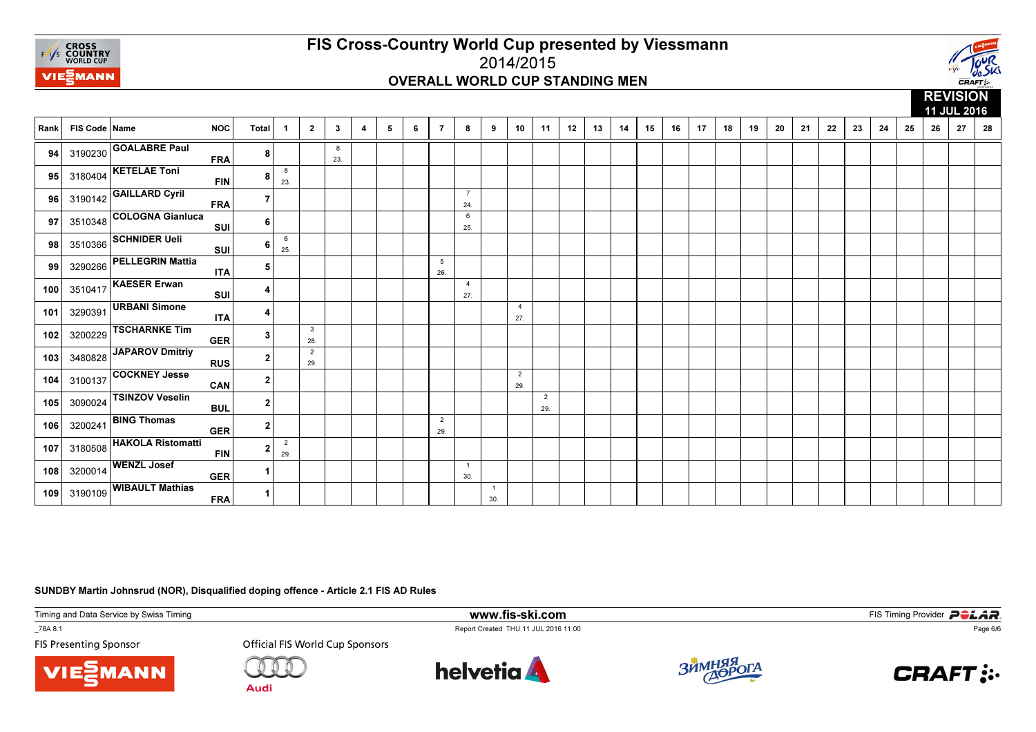# FIS Cross-Country World Cup presented by Viessmann

2014/2015

## OVERALL WORLD CUP STANDING MEN

**REVISION**
**11 JUL 2016**

| Rank | FIS Code | Name | NOC | Total | 1 | 2 | 3 | 4 | 5 | 6 | 7 | 8 | 9 | 10 | 11 | 12 | 13 | 14 | 15 | 16 | 17 | 18 | 19 | 20 | 21 | 22 | 23 | 24 | 25 | 26 | 27 | 28 |
|---|---|---|---|---|---|---|---|---|---|---|---|---|---|---|---|---|---|---|---|---|---|---|---|---|---|---|---|---|---|---|---|---|
| 94 | 3190230 | GOALABRE Paul | FRA | 8 | | | 8  23. | | | | | | | | | | | | | | | | | | | | | | | | | |
| 95 | 3180404 | KETELAE Toni | FIN | 8 | 8 23. | | | | | | | | | | | | | | | | | | | | | | | | | | | |
| 96 | 3190142 | GAILLARD Cyril | FRA | 7 | | | | | | | | 7 24. | | | | | | | | | | | | | | | | | | | | |
| 97 | 3510348 | COLOGNA Gianluca | SUI | 6 | | | | | | | | 6 25. | | | | | | | | | | | | | | | | | | | | |
| 98 | 3510366 | SCHNIDER Ueli | SUI | 6 | 6 25. | | | | | | | | | | | | | | | | | | | | | | | | | | | |
| 99 | 3290266 | PELLEGRIN Mattia | ITA | 5 | | | | | | | 5 26. | | | | | | | | | | | | | | | | | | | | | |
| 100 | 3510417 | KAESER Erwan | SUI | 4 | | | | | | | | 4 27. | | | | | | | | | | | | | | | | | | | | |
| 101 | 3290391 | URBANI Simone | ITA | 4 | | | | | | | | | | 4 27. | | | | | | | | | | | | | | | | | | |
| 102 | 3200229 | TSCHARNKE Tim | GER | 3 | | 3 28. | | | | | | | | | | | | | | | | | | | | | | | | | | |
| 103 | 3480828 | JAPAROV Dmitriy | RUS | 2 | | 2 29. | | | | | | | | | | | | | | | | | | | | | | | | | | |
| 104 | 3100137 | COCKNEY Jesse | CAN | 2 | | | | | | | | | | 2 29. | | | | | | | | | | | | | | | | | | |
| 105 | 3090024 | TSINZOV Veselin | BUL | 2 | | | | | | | | | | | 2 29. | | | | | | | | | | | | | | | | | |
| 106 | 3200241 | BING Thomas | GER | 2 | | | | | | | 2 29. | | | | | | | | | | | | | | | | | | | | | |
| 107 | 3180508 | HAKOLA Ristomatti | FIN | 2 | 2 29. | | | | | | | | | | | | | | | | | | | | | | | | | | | |
| 108 | 3200014 | WENZL Josef | GER | 1 | | | | | | | | 1 30. | | | | | | | | | | | | | | | | | | | | |
| 109 | 3190109 | WIBAULT Mathias | FRA | 1 | | | | | | | | | 1 30. | | | | | | | | | | | | | | | | | | | |

**SUNDBY Martin Johnsrud (NOR), Disqualified doping offence - Article 2.1 FIS AD Rules**